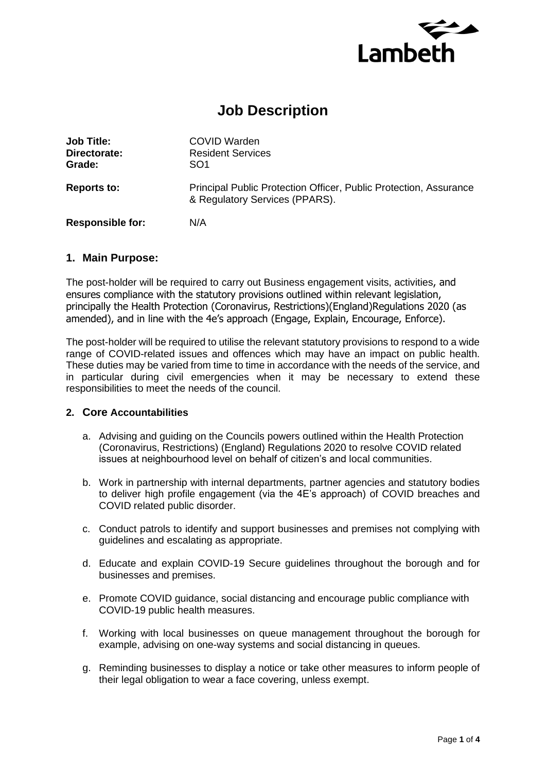Lambeth

# Job Description

| | |
|---|---|
| **Job Title:** | COVID Warden |
| **Directorate:** | Resident Services |
| **Grade:** | SO1 |
| **Reports to:** | Principal Public Protection Officer, Public Protection, Assurance & Regulatory Services (PPARS). |
| **Responsible for:** | N/A |

## 1. Main Purpose:

The post-holder will be required to carry out Business engagement visits, activities, and ensures compliance with the statutory provisions outlined within relevant legislation, principally the Health Protection (Coronavirus, Restrictions)(England)Regulations 2020 (as amended), and in line with the 4e's approach (Engage, Explain, Encourage, Enforce).

The post-holder will be required to utilise the relevant statutory provisions to respond to a wide range of COVID-related issues and offences which may have an impact on public health. These duties may be varied from time to time in accordance with the needs of the service, and in particular during civil emergencies when it may be necessary to extend these responsibilities to meet the needs of the council.

## 2. Core Accountabilities

a. Advising and guiding on the Councils powers outlined within the Health Protection (Coronavirus, Restrictions) (England) Regulations 2020 to resolve COVID related issues at neighbourhood level on behalf of citizen's and local communities.

b. Work in partnership with internal departments, partner agencies and statutory bodies to deliver high profile engagement (via the 4E's approach) of COVID breaches and COVID related public disorder.

c. Conduct patrols to identify and support businesses and premises not complying with guidelines and escalating as appropriate.

d. Educate and explain COVID-19 Secure guidelines throughout the borough and for businesses and premises.

e. Promote COVID guidance, social distancing and encourage public compliance with COVID-19 public health measures.

f. Working with local businesses on queue management throughout the borough for example, advising on one-way systems and social distancing in queues.

g. Reminding businesses to display a notice or take other measures to inform people of their legal obligation to wear a face covering, unless exempt.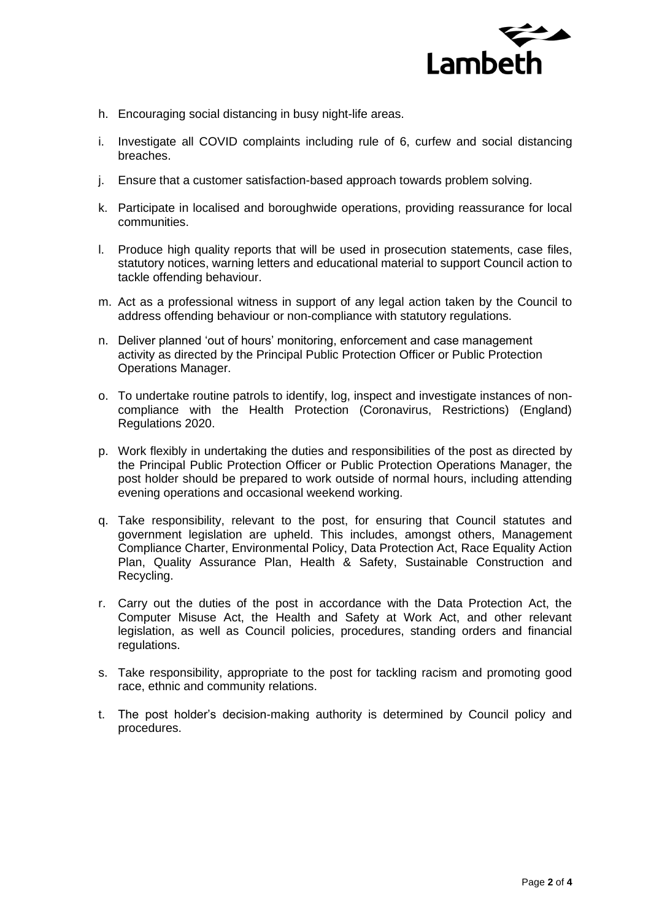h. Encouraging social distancing in busy night-life areas.

i. Investigate all COVID complaints including rule of 6, curfew and social distancing breaches.

j. Ensure that a customer satisfaction-based approach towards problem solving.

k. Participate in localised and boroughwide operations, providing reassurance for local communities.

l. Produce high quality reports that will be used in prosecution statements, case files, statutory notices, warning letters and educational material to support Council action to tackle offending behaviour.

m. Act as a professional witness in support of any legal action taken by the Council to address offending behaviour or non-compliance with statutory regulations.

n. Deliver planned 'out of hours' monitoring, enforcement and case management activity as directed by the Principal Public Protection Officer or Public Protection Operations Manager.

o. To undertake routine patrols to identify, log, inspect and investigate instances of non-compliance with the Health Protection (Coronavirus, Restrictions) (England) Regulations 2020.

p. Work flexibly in undertaking the duties and responsibilities of the post as directed by the Principal Public Protection Officer or Public Protection Operations Manager, the post holder should be prepared to work outside of normal hours, including attending evening operations and occasional weekend working.

q. Take responsibility, relevant to the post, for ensuring that Council statutes and government legislation are upheld. This includes, amongst others, Management Compliance Charter, Environmental Policy, Data Protection Act, Race Equality Action Plan, Quality Assurance Plan, Health & Safety, Sustainable Construction and Recycling.

r. Carry out the duties of the post in accordance with the Data Protection Act, the Computer Misuse Act, the Health and Safety at Work Act, and other relevant legislation, as well as Council policies, procedures, standing orders and financial regulations.

s. Take responsibility, appropriate to the post for tackling racism and promoting good race, ethnic and community relations.

t. The post holder's decision-making authority is determined by Council policy and procedures.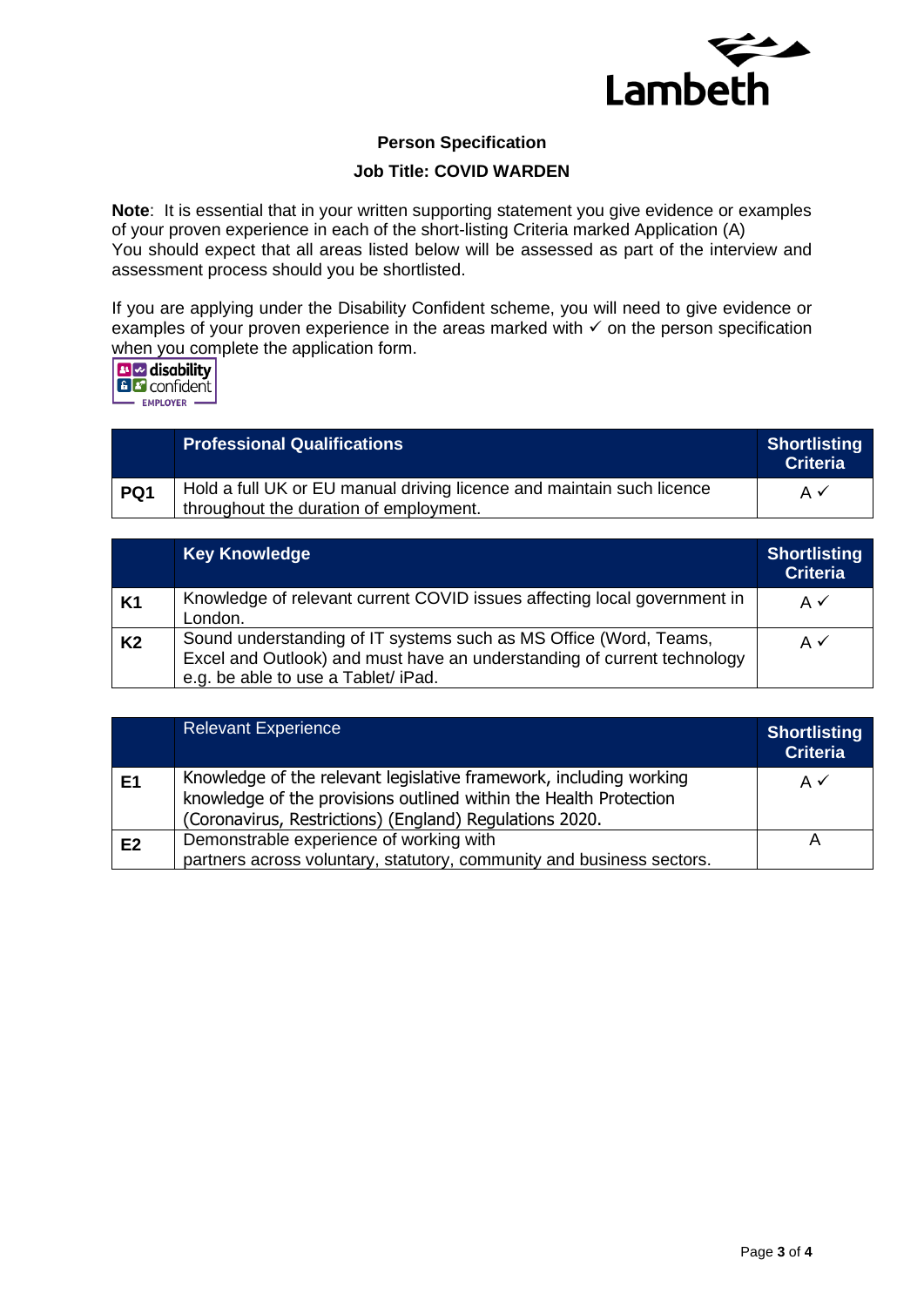## Person Specification

### Job Title: COVID WARDEN

**Note**: It is essential that in your written supporting statement you give evidence or examples of your proven experience in each of the short-listing Criteria marked Application (A)
You should expect that all areas listed below will be assessed as part of the interview and assessment process should you be shortlisted.

If you are applying under the Disability Confident scheme, you will need to give evidence or examples of your proven experience in the areas marked with ✓ on the person specification when you complete the application form.

| | **Professional Qualifications** | **Shortlisting Criteria** |
|---|---|---|
| **PQ1** | Hold a full UK or EU manual driving licence and maintain such licence throughout the duration of employment. | A ✓ |

| | **Key Knowledge** | **Shortlisting Criteria** |
|---|---|---|
| **K1** | Knowledge of relevant current COVID issues affecting local government in London. | A ✓ |
| **K2** | Sound understanding of IT systems such as MS Office (Word, Teams, Excel and Outlook) and must have an understanding of current technology e.g. be able to use a Tablet/ iPad. | A ✓ |

| | Relevant Experience | **Shortlisting Criteria** |
|---|---|---|
| **E1** | Knowledge of the relevant legislative framework, including working knowledge of the provisions outlined within the Health Protection (Coronavirus, Restrictions) (England) Regulations 2020. | A ✓ |
| **E2** | Demonstrable experience of working with partners across voluntary, statutory, community and business sectors. | A |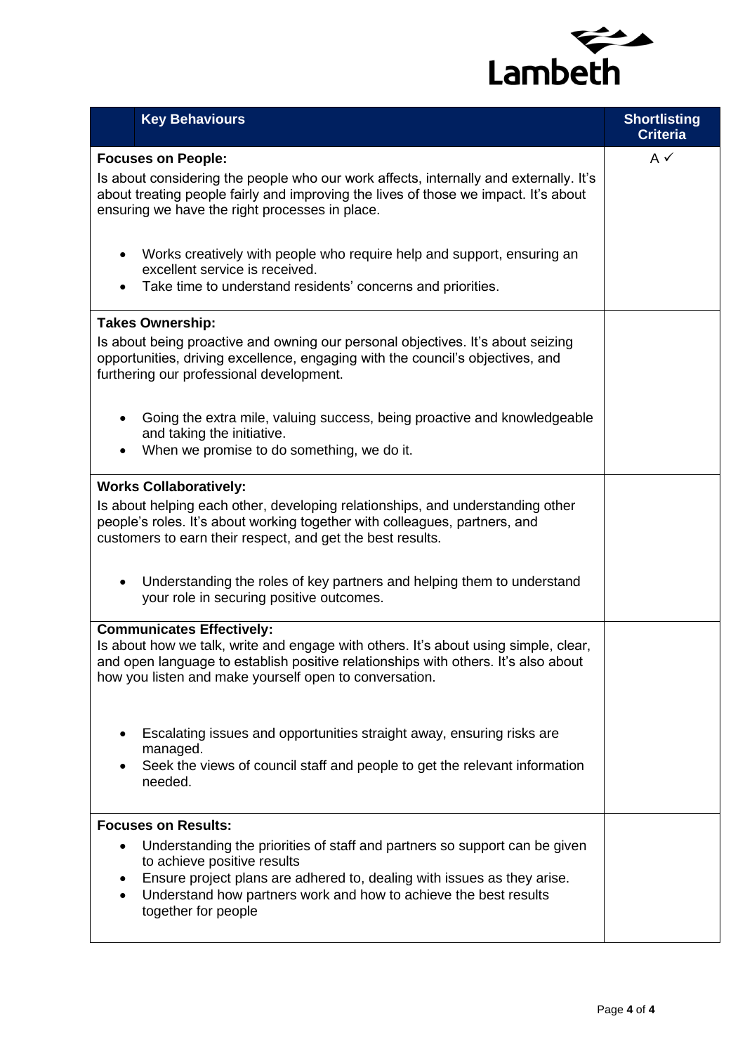| Key Behaviours | Shortlisting Criteria |
|---|---|
| **Focuses on People:**<br>Is about considering the people who our work affects, internally and externally. It's about treating people fairly and improving the lives of those we impact. It's about ensuring we have the right processes in place.<br><br>• Works creatively with people who require help and support, ensuring an excellent service is received.<br>• Take time to understand residents' concerns and priorities. | A ✓ |
| **Takes Ownership:**<br>Is about being proactive and owning our personal objectives. It's about seizing opportunities, driving excellence, engaging with the council's objectives, and furthering our professional development.<br><br>• Going the extra mile, valuing success, being proactive and knowledgeable and taking the initiative.<br>• When we promise to do something, we do it. | |
| **Works Collaboratively:**<br>Is about helping each other, developing relationships, and understanding other people's roles. It's about working together with colleagues, partners, and customers to earn their respect, and get the best results.<br><br>• Understanding the roles of key partners and helping them to understand your role in securing positive outcomes. | |
| **Communicates Effectively:**<br>Is about how we talk, write and engage with others. It's about using simple, clear, and open language to establish positive relationships with others. It's also about how you listen and make yourself open to conversation.<br><br>• Escalating issues and opportunities straight away, ensuring risks are managed.<br>• Seek the views of council staff and people to get the relevant information needed. | |
| **Focuses on Results:**<br>• Understanding the priorities of staff and partners so support can be given to achieve positive results<br>• Ensure project plans are adhered to, dealing with issues as they arise.<br>• Understand how partners work and how to achieve the best results together for people | |